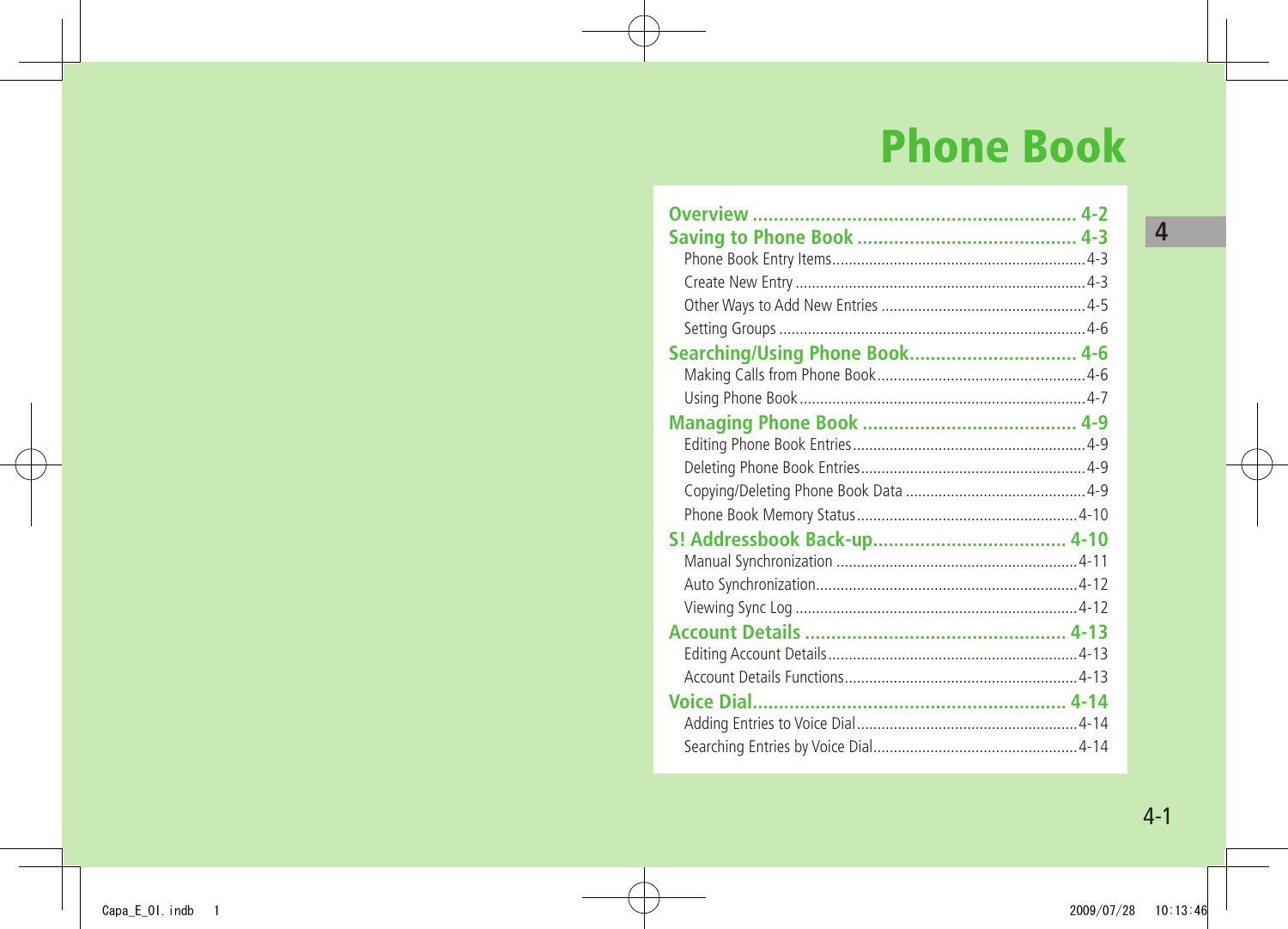# Phone Book

**Overview** .................................................... 4-2

**Saving to Phone Book** .................................... 4-3

- Phone Book Entry Items .................................... 4-3
- Create New Entry ............................................ 4-3
- Other Ways to Add New Entries ......................... 4-5
- Setting Groups ................................................ 4-6

**Searching/Using Phone Book** .......................... 4-6

- Making Calls from Phone Book ........................... 4-6
- Using Phone Book ............................................ 4-7

**Managing Phone Book** .................................... 4-9

- Editing Phone Book Entries ............................... 4-9
- Deleting Phone Book Entries .............................. 4-9
- Copying/Deleting Phone Book Data ..................... 4-9
- Phone Book Memory Status ............................... 4-10

**S! Addressbook Back-up** ................................. 4-10

- Manual Synchronization ................................... 4-11
- Auto Synchronization ....................................... 4-12
- Viewing Sync Log ............................................ 4-12

**Account Details** ............................................. 4-13

- Editing Account Details .................................... 4-13
- Account Details Functions ................................ 4-13

**Voice Dial** ..................................................... 4-14

- Adding Entries to Voice Dial .............................. 4-14
- Searching Entries by Voice Dial ......................... 4-14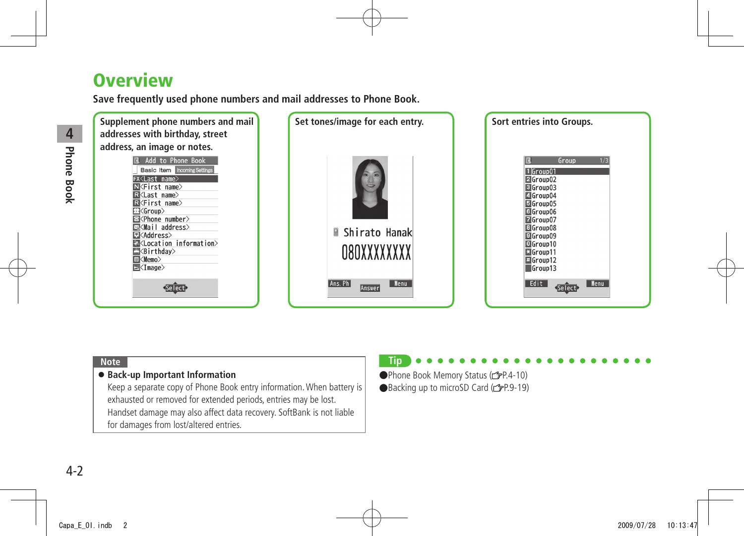# Overview

**Save frequently used phone numbers and mail addresses to Phone Book.**

**Supplement phone numbers and mail addresses with birthday, street address, an image or notes.**

Add to Phone Book
Basic Item | Incoming Settings
<Last name>
<First name>
<Last name>
<First name>
<Group>
<Phone number>
<Mail address>
<Address>
<Location information>
<Birthday>
<Memo>
<Image>
Select

**Set tones/image for each entry.**

Shirato Hanak
080XXXXXXXX
Ans. Ph | Answer | Menu

**Sort entries into Groups.**

Group 1/3
1 Group01
2 Group02
3 Group03
4 Group04
5 Group05
6 Group06
7 Group07
8 Group08
9 Group09
0 Group10
\* Group11
\# Group12
Group13
Edit | Select | Menu

**Note**

- **Back-up Important Information**
  Keep a separate copy of Phone Book entry information. When battery is exhausted or removed for extended periods, entries may be lost. Handset damage may also affect data recovery. SoftBank is not liable for damages from lost/altered entries.

**Tip**

- Phone Book Memory Status (☞P.4-10)
- Backing up to microSD Card (☞P.9-19)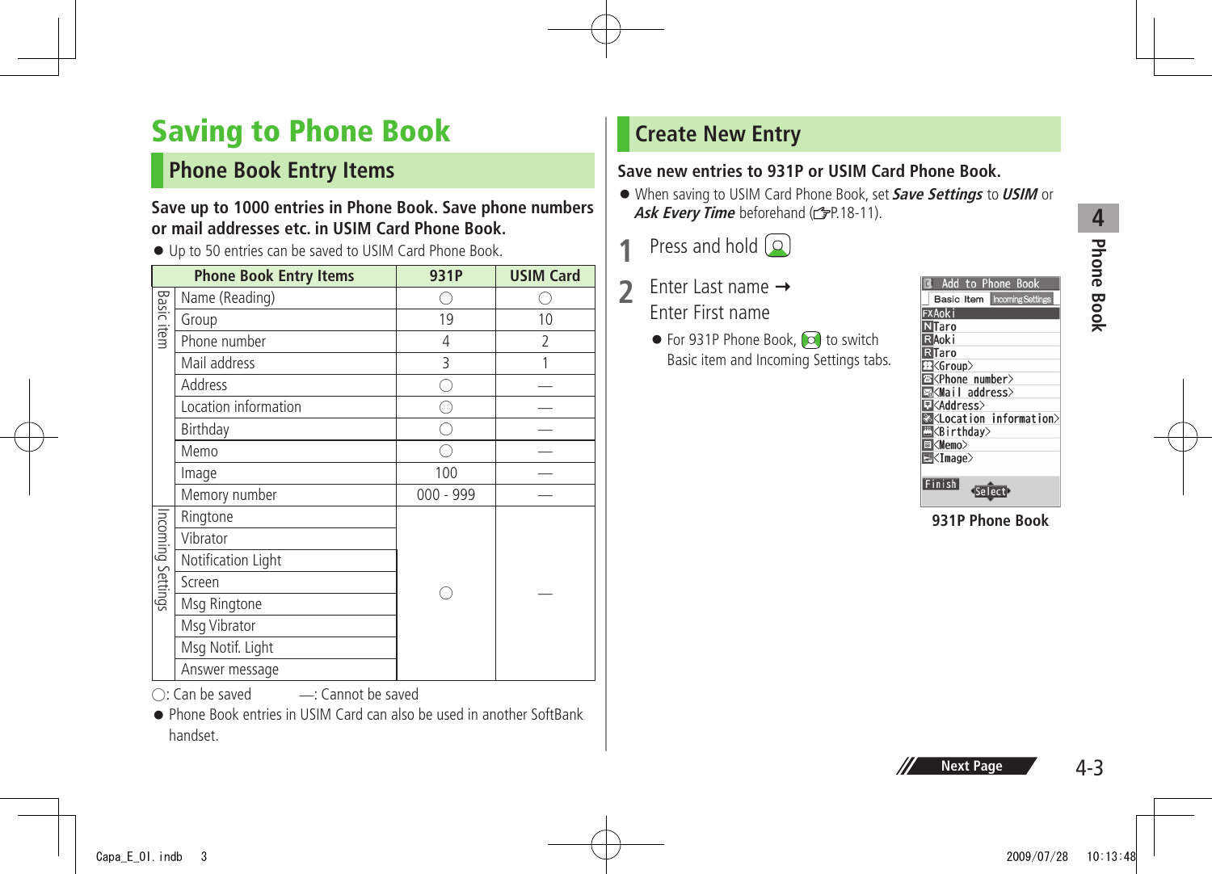# Saving to Phone Book

## Phone Book Entry Items

**Save up to 1000 entries in Phone Book. Save phone numbers or mail addresses etc. in USIM Card Phone Book.**

- Up to 50 entries can be saved to USIM Card Phone Book.

| | Phone Book Entry Items | 931P | USIM Card |
|---|---|---|---|
| Basic item | Name (Reading) | ○ | ○ |
| | Group | 19 | 10 |
| | Phone number | 4 | 2 |
| | Mail address | 3 | 1 |
| | Address | ○ | — |
| | Location information | ○ | — |
| | Birthday | ○ | — |
| | Memo | ○ | — |
| | Image | 100 | — |
| | Memory number | 000 - 999 | — |
| Incoming Settings | Ringtone | ○ | — |
| | Vibrator | | |
| | Notification Light | | |
| | Screen | | |
| | Msg Ringtone | | |
| | Msg Vibrator | | |
| | Msg Notif. Light | | |
| | Answer message | | |

○: Can be saved　　—: Cannot be saved

- Phone Book entries in USIM Card can also be used in another SoftBank handset.

## Create New Entry

**Save new entries to 931P or USIM Card Phone Book.**

- When saving to USIM Card Phone Book, set ***Save Settings*** to ***USIM*** or ***Ask Every Time*** beforehand (☞P.18-11).

**1** Press and hold [Q]

**2** Enter Last name → Enter First name

- For 931P Phone Book, [○] to switch Basic item and Incoming Settings tabs.

Add to Phone Book
Basic Item | Incoming Settings
FXAoki
N Taro
R Aoki
R Taro
<Group>
<Phone number>
<Mail address>
<Address>
<Location information>
<Birthday>
<Memo>
<Image>
Finish　Select

**931P Phone Book**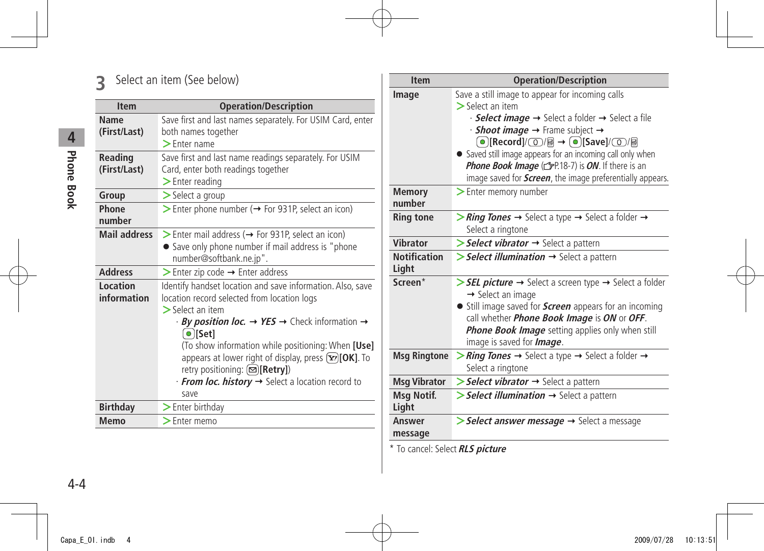**3** Select an item (See below)

| Item | Operation/Description |
|---|---|
| Name (First/Last) | Save first and last names separately. For USIM Card, enter both names together<br>> Enter name |
| Reading (First/Last) | Save first and last name readings separately. For USIM Card, enter both readings together<br>> Enter reading |
| Group | > Select a group |
| Phone number | > Enter phone number (→ For 931P, select an icon) |
| Mail address | > Enter mail address (→ For 931P, select an icon)<br>● Save only phone number if mail address is "phone number@softbank.ne.jp". |
| Address | > Enter zip code → Enter address |
| Location information | Identify handset location and save information. Also, save location record selected from location logs<br>> Select an item<br>· ***By position loc.*** → ***YES*** → Check information → [Set]<br>(To show information while positioning: When **[Use]** appears at lower right of display, press **[OK]**. To retry positioning: **[Retry]**)<br>· ***From loc. history*** → Select a location record to save |
| Birthday | > Enter birthday |
| Memo | > Enter memo |

| Item | Operation/Description |
|---|---|
| Image | Save a still image to appear for incoming calls<br>> Select an item<br>· ***Select image*** → Select a folder → Select a file<br>· ***Shoot image*** → Frame subject → **[Record]**/ / → **[Save]**/ /<br>● Saved still image appears for an incoming call only when ***Phone Book Image*** (☞P.18-7) is ***ON***. If there is an image saved for ***Screen***, the image preferentially appears. |
| Memory number | > Enter memory number |
| Ring tone | > ***Ring Tones*** → Select a type → Select a folder → Select a ringtone |
| Vibrator | > ***Select vibrator*** → Select a pattern |
| Notification Light | > ***Select illumination*** → Select a pattern |
| Screen* | > ***SEL picture*** → Select a screen type → Select a folder → Select an image<br>● Still image saved for ***Screen*** appears for an incoming call whether ***Phone Book Image*** is ***ON*** or ***OFF***. ***Phone Book Image*** setting applies only when still image is saved for ***Image***. |
| Msg Ringtone | > ***Ring Tones*** → Select a type → Select a folder → Select a ringtone |
| Msg Vibrator | > ***Select vibrator*** → Select a pattern |
| Msg Notif. Light | > ***Select illumination*** → Select a pattern |
| Answer message | > ***Select answer message*** → Select a message |

\* To cancel: Select ***RLS picture***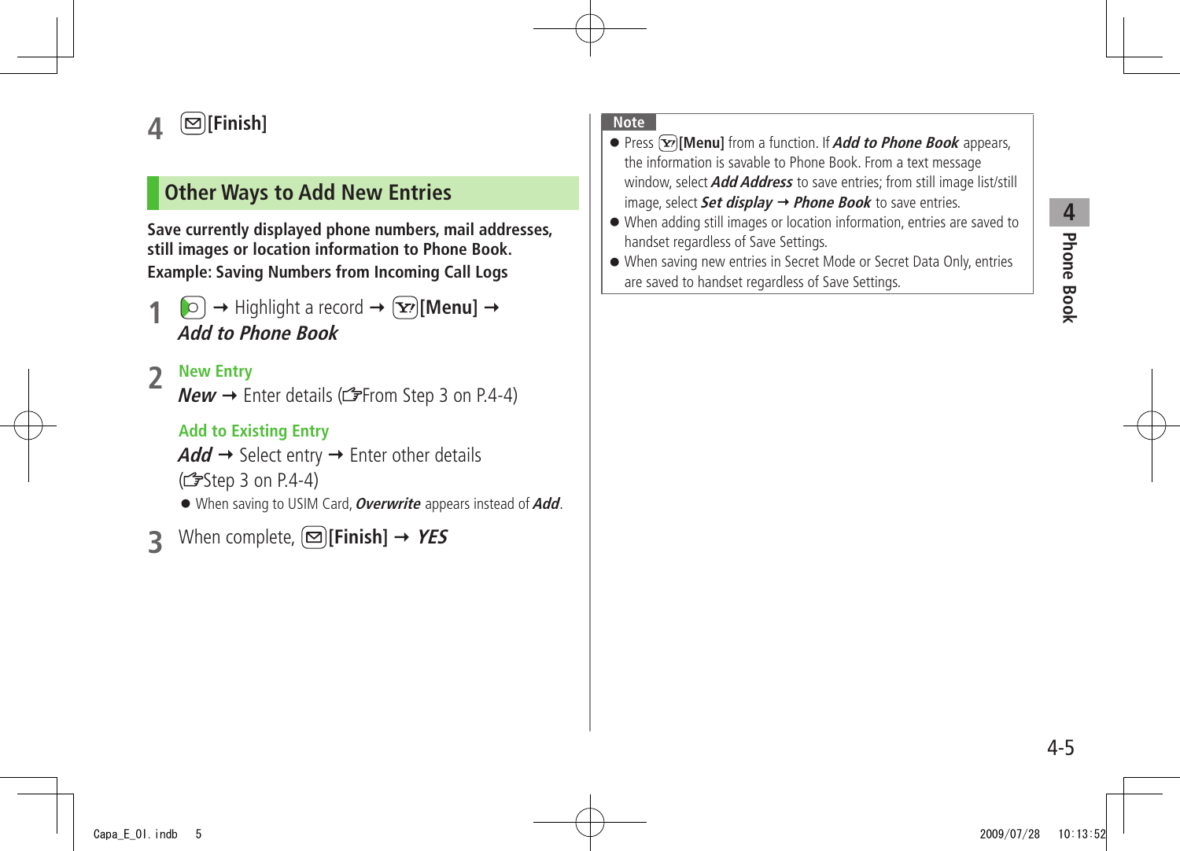4 [Finish]

## Other Ways to Add New Entries

**Save currently displayed phone numbers, mail addresses, still images or location information to Phone Book.**
**Example: Saving Numbers from Incoming Call Logs**

1 → Highlight a record → **[Menu]** → ***Add to Phone Book***

2 **New Entry**
***New*** → Enter details (☞From Step 3 on P.4-4)

**Add to Existing Entry**
***Add*** → Select entry → Enter other details (☞Step 3 on P.4-4)

- When saving to USIM Card, ***Overwrite*** appears instead of ***Add***.

3 When complete, **[Finish]** → ***YES***

**Note**

- Press **[Menu]** from a function. If ***Add to Phone Book*** appears, the information is savable to Phone Book. From a text message window, select ***Add Address*** to save entries; from still image list/still image, select ***Set display*** → ***Phone Book*** to save entries.
- When adding still images or location information, entries are saved to handset regardless of Save Settings.
- When saving new entries in Secret Mode or Secret Data Only, entries are saved to handset regardless of Save Settings.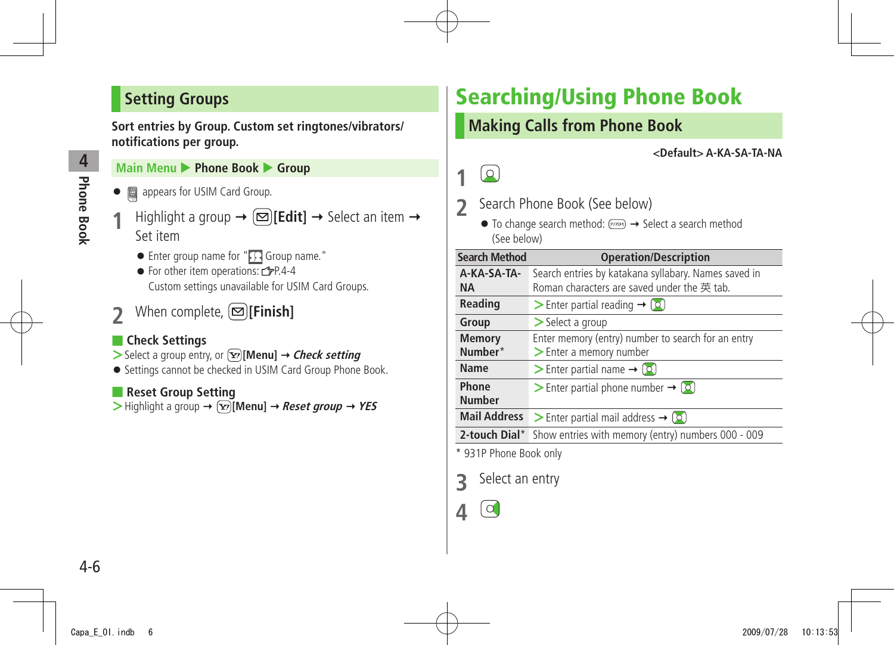## Setting Groups

**Sort entries by Group. Custom set ringtones/vibrators/notifications per group.**

Main Menu ▶ **Phone Book** ▶ **Group**

- appears for USIM Card Group.

**1** Highlight a group → **[Edit]** → Select an item → Set item

- Enter group name for " Group name."
- For other item operations: ☞P.4-4
  Custom settings unavailable for USIM Card Groups.

**2** When complete, **[Finish]**

### Check Settings

> Select a group entry, or **[Menu]** → ***Check setting***

- Settings cannot be checked in USIM Card Group Phone Book.

### Reset Group Setting

> Highlight a group → **[Menu]** → ***Reset group*** → ***YES***

# Searching/Using Phone Book

## Making Calls from Phone Book

**<Default> A-KA-SA-TA-NA**

**1**

**2** Search Phone Book (See below)

- To change search method: → Select a search method (See below)

| Search Method | Operation/Description |
|---|---|
| **A-KA-SA-TA-NA** | Search entries by katakana syllabary. Names saved in Roman characters are saved under the 英 tab. |
| **Reading** | > Enter partial reading → |
| **Group** | > Select a group |
| **Memory Number*** | Enter memory (entry) number to search for an entry > Enter a memory number |
| **Name** | > Enter partial name → |
| **Phone Number** | > Enter partial phone number → |
| **Mail Address** | > Enter partial mail address → |
| **2-touch Dial*** | Show entries with memory (entry) numbers 000 - 009 |

* 931P Phone Book only

**3** Select an entry

**4**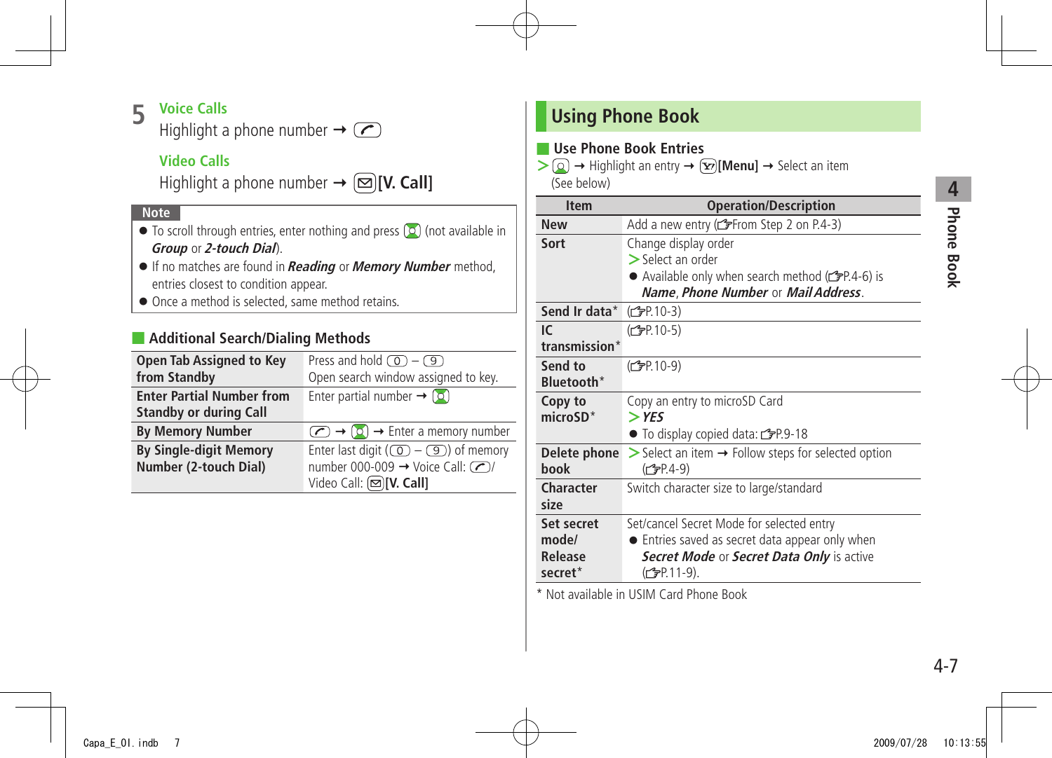**5** **Voice Calls**

Highlight a phone number ➞ [Call key]

**Video Calls**

Highlight a phone number ➞ [Mail key]**[V. Call]**

**Note**

- To scroll through entries, enter nothing and press [Search key] (not available in ***Group*** or ***2-touch Dial***).
- If no matches are found in ***Reading*** or ***Memory Number*** method, entries closest to condition appear.
- Once a method is selected, same method retains.

## Additional Search/Dialing Methods

| | |
|---|---|
| **Open Tab Assigned to Key from Standby** | Press and hold [0] – [9] Open search window assigned to key. |
| **Enter Partial Number from Standby or during Call** | Enter partial number ➞ [Search key] |
| **By Memory Number** | [Call key] ➞ [Search key] ➞ Enter a memory number |
| **By Single-digit Memory Number (2-touch Dial)** | Enter last digit ([0] – [9]) of memory number 000-009 ➞ Voice Call: [Call key]/ Video Call: [Mail key]**[V. Call]** |

# Using Phone Book

## Use Phone Book Entries

> [Search key] ➞ Highlight an entry ➞ [Y!]**[Menu]** ➞ Select an item (See below)

| Item | Operation/Description |
|---|---|
| **New** | Add a new entry (☞From Step 2 on P.4-3) |
| **Sort** | Change display order<br>> Select an order<br>● Available only when search method (☞P.4-6) is ***Name***, ***Phone Number*** or ***Mail Address***. |
| **Send Ir data*** | (☞P.10-3) |
| **IC transmission*** | (☞P.10-5) |
| **Send to Bluetooth*** | (☞P.10-9) |
| **Copy to microSD*** | Copy an entry to microSD Card<br>> ***YES***<br>● To display copied data: ☞P.9-18 |
| **Delete phone book** | > Select an item ➞ Follow steps for selected option (☞P.4-9) |
| **Character size** | Switch character size to large/standard |
| **Set secret mode/ Release secret*** | Set/cancel Secret Mode for selected entry<br>● Entries saved as secret data appear only when ***Secret Mode*** or ***Secret Data Only*** is active (☞P.11-9). |

* Not available in USIM Card Phone Book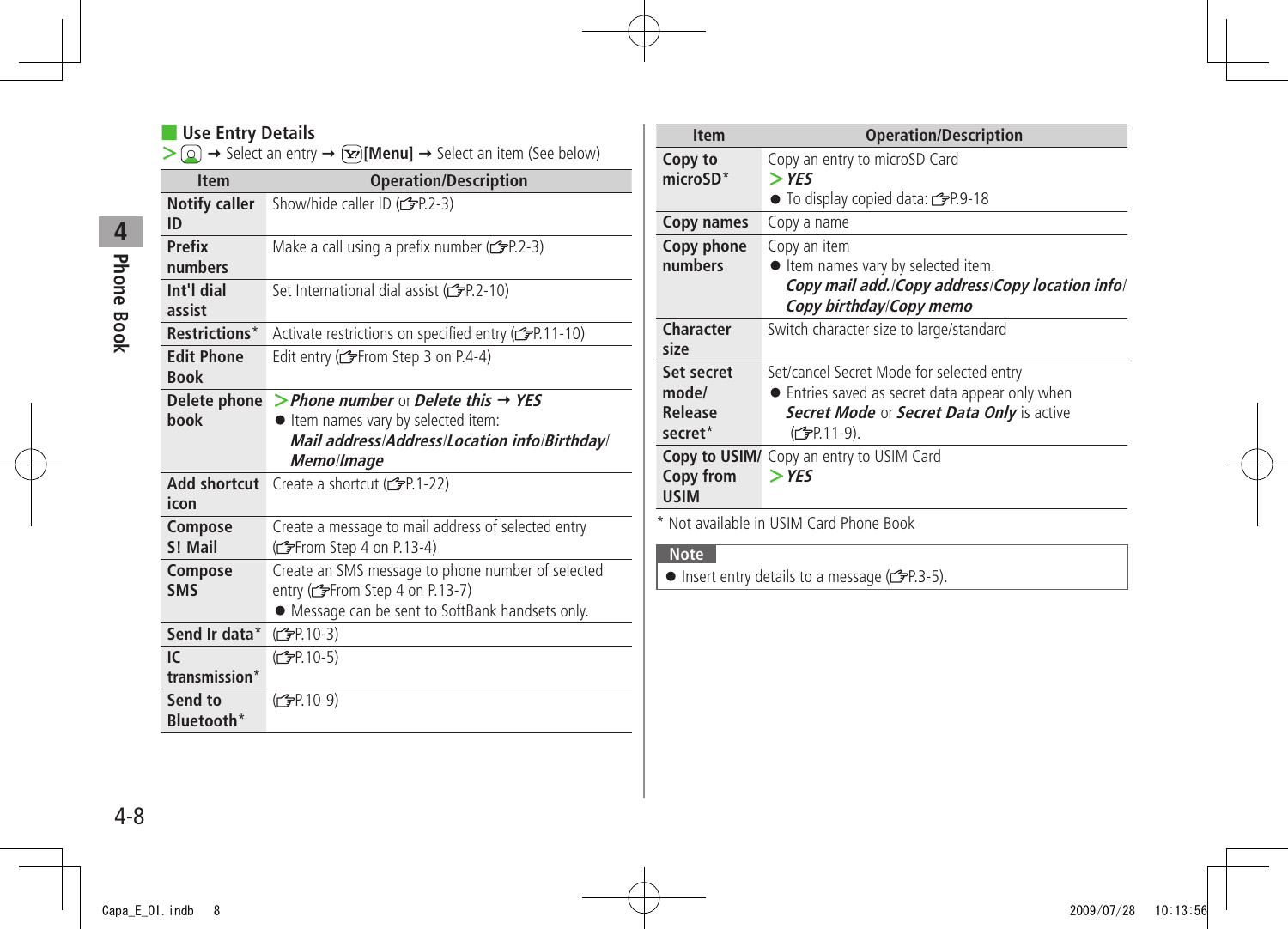## Use Entry Details

> [icon] → Select an entry → [icon] **[Menu]** → Select an item (See below)

| Item | Operation/Description |
|---|---|
| **Notify caller ID** | Show/hide caller ID (☞P.2-3) |
| **Prefix numbers** | Make a call using a prefix number (☞P.2-3) |
| **Int'l dial assist** | Set International dial assist (☞P.2-10) |
| **Restrictions*** | Activate restrictions on specified entry (☞P.11-10) |
| **Edit Phone Book** | Edit entry (☞From Step 3 on P.4-4) |
| **Delete phone book** | > ***Phone number*** or ***Delete this*** → ***YES*** <br>● Item names vary by selected item: ***Mail address***/***Address***/***Location info***/***Birthday***/***Memo***/***Image*** |
| **Add shortcut icon** | Create a shortcut (☞P.1-22) |
| **Compose S! Mail** | Create a message to mail address of selected entry (☞From Step 4 on P.13-4) |
| **Compose SMS** | Create an SMS message to phone number of selected entry (☞From Step 4 on P.13-7)<br>● Message can be sent to SoftBank handsets only. |
| **Send Ir data*** | (☞P.10-3) |
| **IC transmission*** | (☞P.10-5) |
| **Send to Bluetooth*** | (☞P.10-9) |
| **Copy to microSD*** | Copy an entry to microSD Card<br>> ***YES***<br>● To display copied data: ☞P.9-18 |
| **Copy names** | Copy a name |
| **Copy phone numbers** | Copy an item<br>● Item names vary by selected item. ***Copy mail add.***/***Copy address***/***Copy location info***/***Copy birthday***/***Copy memo*** |
| **Character size** | Switch character size to large/standard |
| **Set secret mode/ Release secret*** | Set/cancel Secret Mode for selected entry<br>● Entries saved as secret data appear only when ***Secret Mode*** or ***Secret Data Only*** is active (☞P.11-9). |
| **Copy to USIM/ Copy from USIM** | Copy an entry to USIM Card<br>> ***YES*** |

* Not available in USIM Card Phone Book

**Note**

- Insert entry details to a message (☞P.3-5).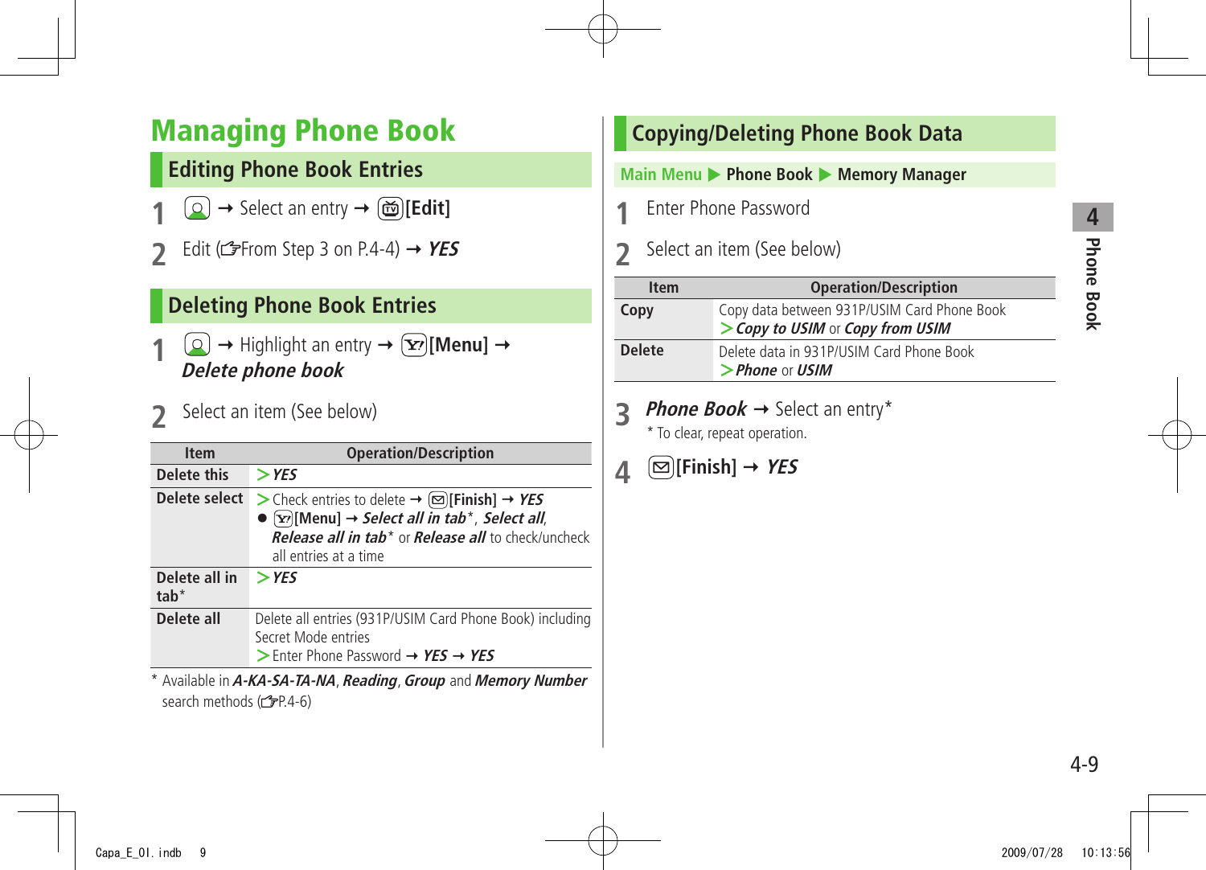# Managing Phone Book

## Editing Phone Book Entries

**1** → Select an entry → **[Edit]**

**2** Edit (☞From Step 3 on P.4-4) → ***YES***

## Deleting Phone Book Entries

**1** → Highlight an entry → **[Menu]** → ***Delete phone book***

**2** Select an item (See below)

| Item | Operation/Description |
|---|---|
| **Delete this** | > ***YES*** |
| **Delete select** | > Check entries to delete → **[Finish]** → ***YES*** <br> ● **[Menu]** → ***Select all in tab****, ***Select all***, ***Release all in tab**** or ***Release all*** to check/uncheck all entries at a time |
| **Delete all in tab*** | > ***YES*** |
| **Delete all** | Delete all entries (931P/USIM Card Phone Book) including Secret Mode entries <br> > Enter Phone Password → ***YES*** → ***YES*** |

\* Available in ***A-KA-SA-TA-NA***, ***Reading***, ***Group*** and ***Memory Number*** search methods (☞P.4-6)

## Copying/Deleting Phone Book Data

**Main Menu ▶ Phone Book ▶ Memory Manager**

**1** Enter Phone Password

**2** Select an item (See below)

| Item | Operation/Description |
|---|---|
| **Copy** | Copy data between 931P/USIM Card Phone Book <br> > ***Copy to USIM*** or ***Copy from USIM*** |
| **Delete** | Delete data in 931P/USIM Card Phone Book <br> > ***Phone*** or ***USIM*** |

**3** ***Phone Book*** → Select an entry*

\* To clear, repeat operation.

**4** **[Finish]** → ***YES***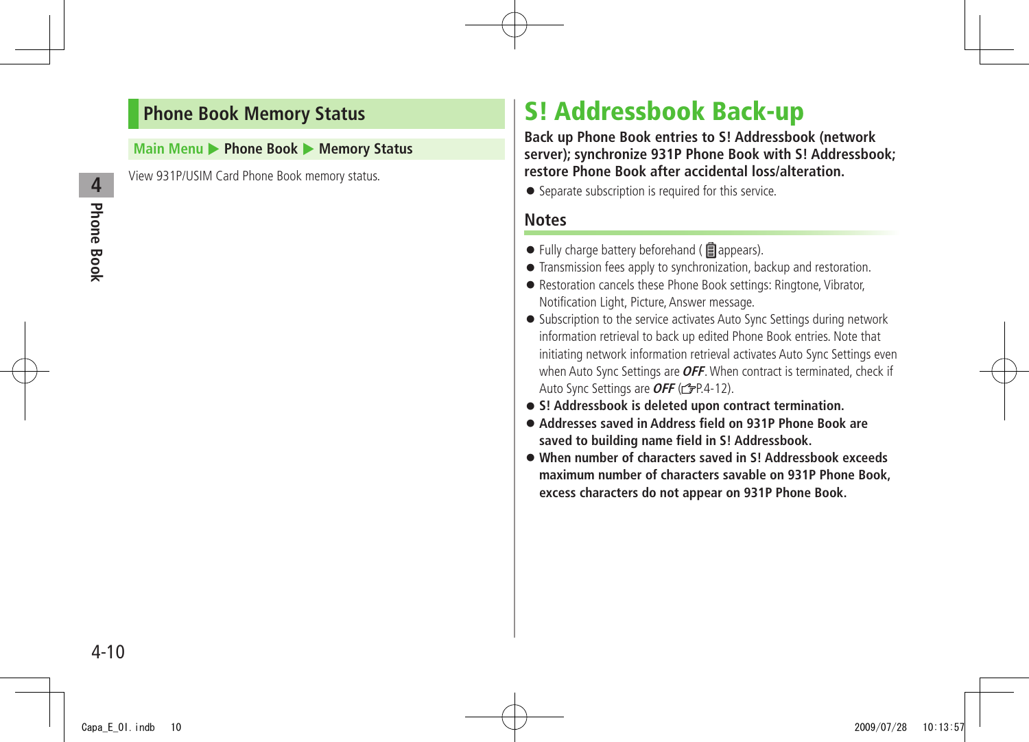## Phone Book Memory Status

**Main Menu ▶ Phone Book ▶ Memory Status**

View 931P/USIM Card Phone Book memory status.

# S! Addressbook Back-up

**Back up Phone Book entries to S! Addressbook (network server); synchronize 931P Phone Book with S! Addressbook; restore Phone Book after accidental loss/alteration.**

- Separate subscription is required for this service.

### Notes

- Fully charge battery beforehand ( appears).
- Transmission fees apply to synchronization, backup and restoration.
- Restoration cancels these Phone Book settings: Ringtone, Vibrator, Notification Light, Picture, Answer message.
- Subscription to the service activates Auto Sync Settings during network information retrieval to back up edited Phone Book entries. Note that initiating network information retrieval activates Auto Sync Settings even when Auto Sync Settings are ***OFF***. When contract is terminated, check if Auto Sync Settings are ***OFF*** (☞P.4-12).
- **S! Addressbook is deleted upon contract termination.**
- **Addresses saved in Address field on 931P Phone Book are saved to building name field in S! Addressbook.**
- **When number of characters saved in S! Addressbook exceeds maximum number of characters savable on 931P Phone Book, excess characters do not appear on 931P Phone Book.**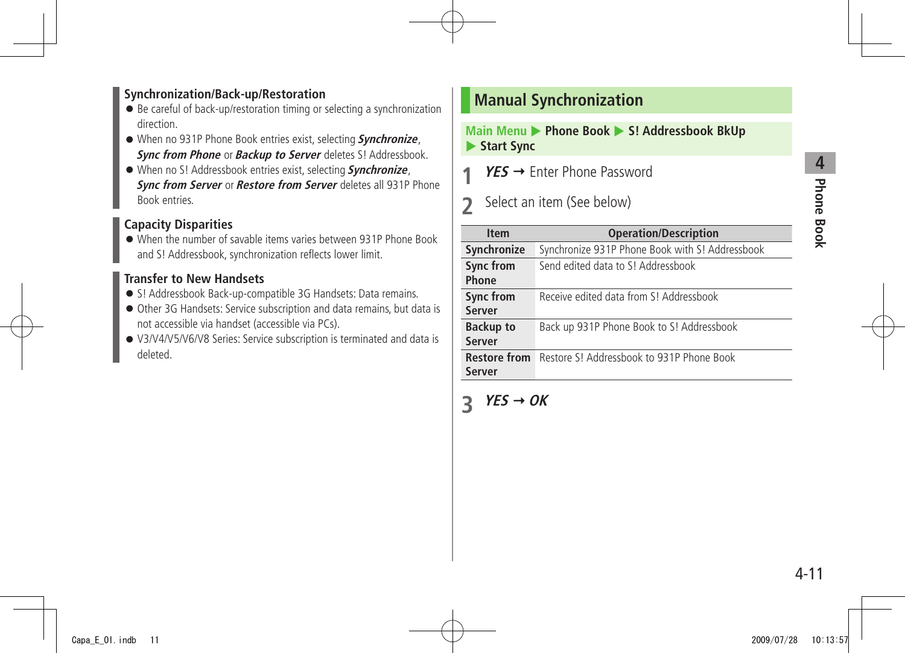### Synchronization/Back-up/Restoration

- Be careful of back-up/restoration timing or selecting a synchronization direction.
- When no 931P Phone Book entries exist, selecting ***Synchronize***, ***Sync from Phone*** or ***Backup to Server*** deletes S! Addressbook.
- When no S! Addressbook entries exist, selecting ***Synchronize***, ***Sync from Server*** or ***Restore from Server*** deletes all 931P Phone Book entries.

### Capacity Disparities

- When the number of savable items varies between 931P Phone Book and S! Addressbook, synchronization reflects lower limit.

### Transfer to New Handsets

- S! Addressbook Back-up-compatible 3G Handsets: Data remains.
- Other 3G Handsets: Service subscription and data remains, but data is not accessible via handset (accessible via PCs).
- V3/V4/V5/V6/V8 Series: Service subscription is terminated and data is deleted.

## Manual Synchronization

**Main Menu ▶ Phone Book ▶ S! Addressbook BkUp ▶ Start Sync**

1. ***YES*** → Enter Phone Password
2. Select an item (See below)

| Item | Operation/Description |
|---|---|
| **Synchronize** | Synchronize 931P Phone Book with S! Addressbook |
| **Sync from Phone** | Send edited data to S! Addressbook |
| **Sync from Server** | Receive edited data from S! Addressbook |
| **Backup to Server** | Back up 931P Phone Book to S! Addressbook |
| **Restore from Server** | Restore S! Addressbook to 931P Phone Book |

3. ***YES*** → ***OK***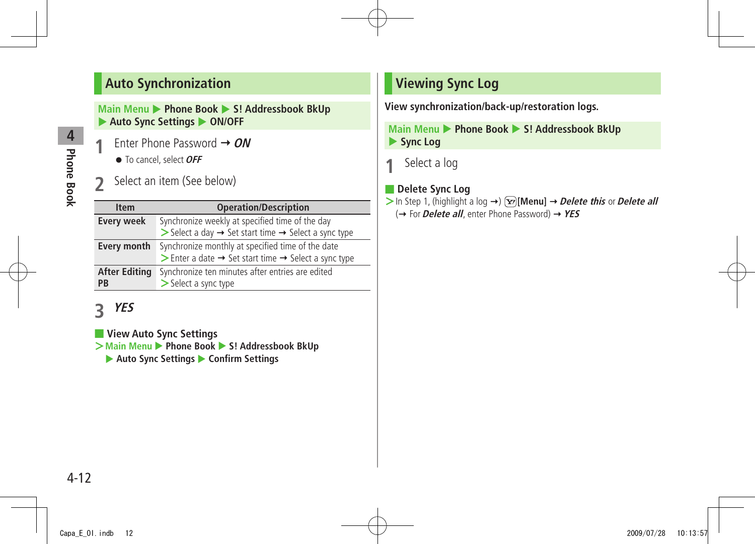## Auto Synchronization

Main Menu ▶ Phone Book ▶ S! Addressbook BkUp ▶ Auto Sync Settings ▶ ON/OFF

**1** Enter Phone Password → ***ON***

- To cancel, select ***OFF***

**2** Select an item (See below)

| Item | Operation/Description |
|---|---|
| **Every week** | Synchronize weekly at specified time of the day<br>＞Select a day → Set start time → Select a sync type |
| **Every month** | Synchronize monthly at specified time of the date<br>＞Enter a date → Set start time → Select a sync type |
| **After Editing PB** | Synchronize ten minutes after entries are edited<br>＞Select a sync type |

**3** ***YES***

### View Auto Sync Settings

＞Main Menu ▶ Phone Book ▶ S! Addressbook BkUp ▶ Auto Sync Settings ▶ Confirm Settings

## Viewing Sync Log

**View synchronization/back-up/restoration logs.**

Main Menu ▶ Phone Book ▶ S! Addressbook BkUp ▶ Sync Log

**1** Select a log

### Delete Sync Log

＞In Step 1, (highlight a log →) [Menu] → ***Delete this*** or ***Delete all*** (→ For ***Delete all***, enter Phone Password) → ***YES***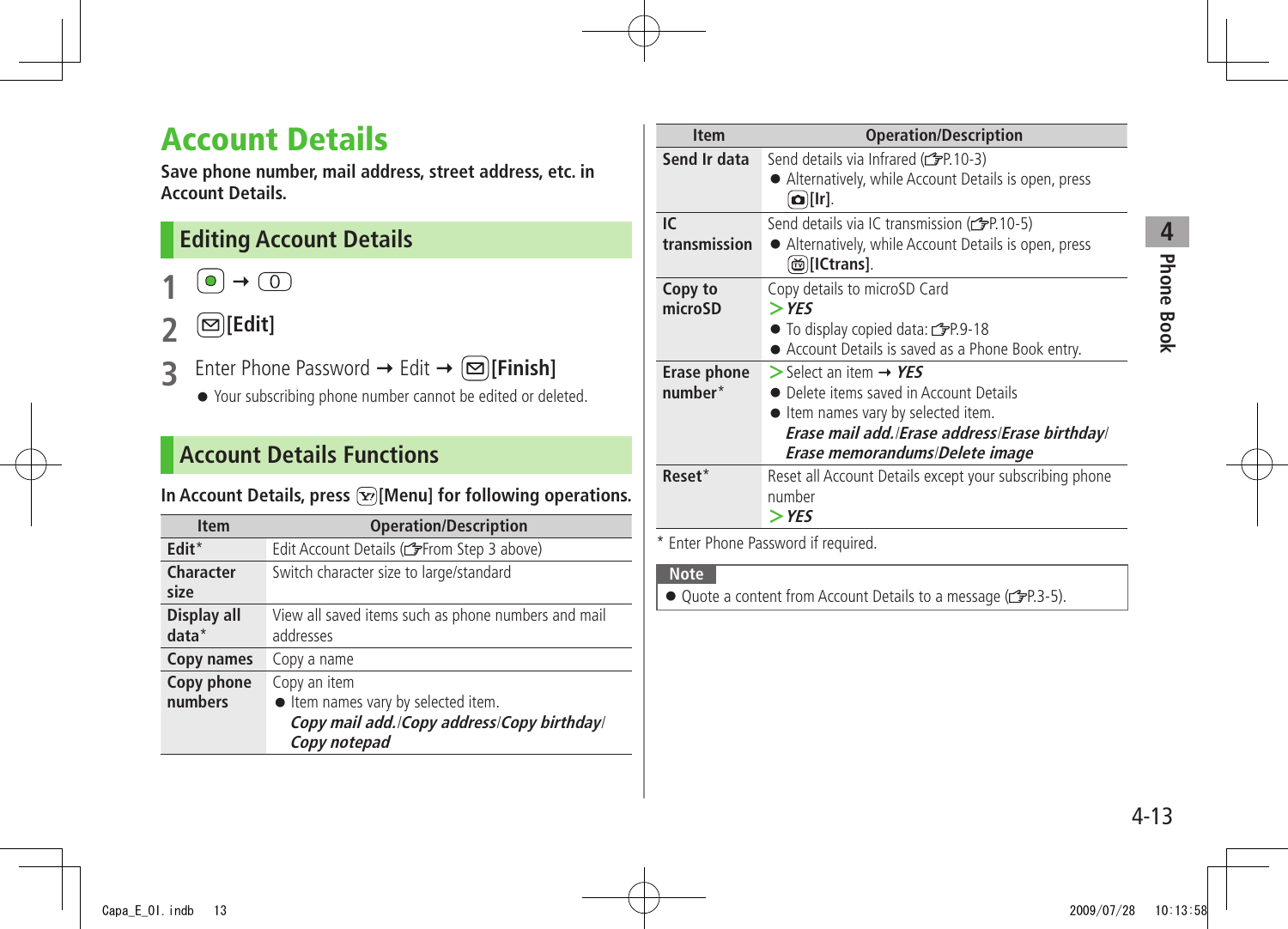# Account Details

**Save phone number, mail address, street address, etc. in Account Details.**

## Editing Account Details

**1** [●] → [0]

**2** [✉][Edit]

**3** Enter Phone Password → Edit → [✉][Finish]

- Your subscribing phone number cannot be edited or deleted.

## Account Details Functions

**In Account Details, press [Y!][Menu] for following operations.**

| Item | Operation/Description |
|---|---|
| **Edit*** | Edit Account Details (☞From Step 3 above) |
| **Character size** | Switch character size to large/standard |
| **Display all data*** | View all saved items such as phone numbers and mail addresses |
| **Copy names** | Copy a name |
| **Copy phone numbers** | Copy an item<br>● Item names vary by selected item.<br>***Copy mail add.**/**Copy address**/**Copy birthday**/**Copy notepad*** |
| **Send Ir data** | Send details via Infrared (☞P.10-3)<br>● Alternatively, while Account Details is open, press [📷][Ir]. |
| **IC transmission** | Send details via IC transmission (☞P.10-5)<br>● Alternatively, while Account Details is open, press [📺][ICtrans]. |
| **Copy to microSD** | Copy details to microSD Card<br>> ***YES***<br>● To display copied data: ☞P.9-18<br>● Account Details is saved as a Phone Book entry. |
| **Erase phone number*** | > Select an item → ***YES***<br>● Delete items saved in Account Details<br>● Item names vary by selected item.<br>***Erase mail add.**/**Erase address**/**Erase birthday**/**Erase memorandums**/**Delete image*** |
| **Reset*** | Reset all Account Details except your subscribing phone number<br>> ***YES*** |

\* Enter Phone Password if required.

**Note**

- Quote a content from Account Details to a message (☞P.3-5).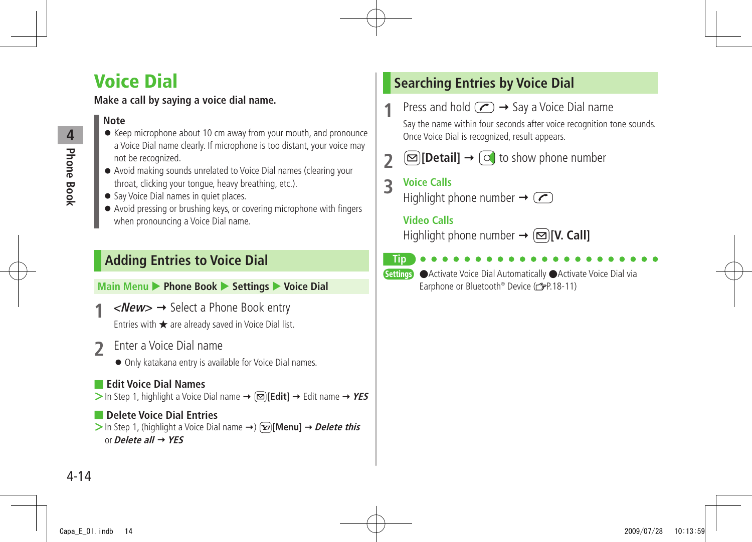# Voice Dial

**Make a call by saying a voice dial name.**

**Note**

- Keep microphone about 10 cm away from your mouth, and pronounce a Voice Dial name clearly. If microphone is too distant, your voice may not be recognized.
- Avoid making sounds unrelated to Voice Dial names (clearing your throat, clicking your tongue, heavy breathing, etc.).
- Say Voice Dial names in quiet places.
- Avoid pressing or brushing keys, or covering microphone with fingers when pronouncing a Voice Dial name.

## Adding Entries to Voice Dial

Main Menu ▶ **Phone Book** ▶ **Settings** ▶ **Voice Dial**

**1** ***<New>*** → Select a Phone Book entry

Entries with ★ are already saved in Voice Dial list.

**2** Enter a Voice Dial name

- Only katakana entry is available for Voice Dial names.

### Edit Voice Dial Names

> In Step 1, highlight a Voice Dial name → **[Edit]** → Edit name → ***YES***

### Delete Voice Dial Entries

> In Step 1, (highlight a Voice Dial name →) **[Menu]** → ***Delete this*** or ***Delete all*** → ***YES***

## Searching Entries by Voice Dial

**1** Press and hold → Say a Voice Dial name

Say the name within four seconds after voice recognition tone sounds. Once Voice Dial is recognized, result appears.

**2** **[Detail]** → to show phone number

**3** **Voice Calls**

Highlight phone number →

**Video Calls**

Highlight phone number → **[V. Call]**

**Tip**

**Settings** ●Activate Voice Dial Automatically ●Activate Voice Dial via Earphone or Bluetooth® Device (☞P.18-11)